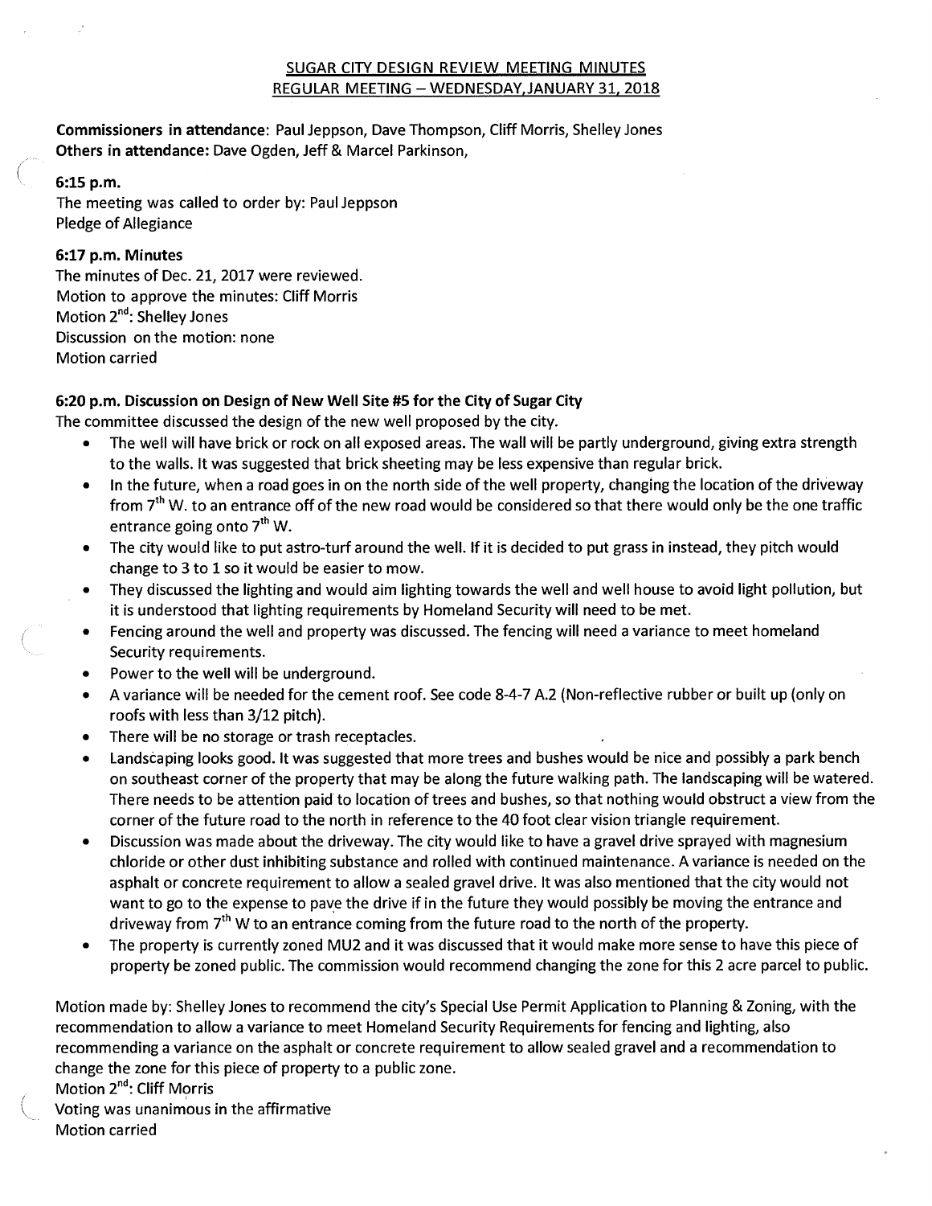# SUGAR CITY DESIGN REVIEW MEETING MINUTES
## REGULAR MEETING – WEDNESDAY, JANUARY 31, 2018

**Commissioners in attendance**: Paul Jeppson, Dave Thompson, Cliff Morris, Shelley Jones
**Others in attendance:** Dave Ogden, Jeff & Marcel Parkinson,

**6:15 p.m.**
The meeting was called to order by: Paul Jeppson
Pledge of Allegiance

**6:17 p.m. Minutes**
The minutes of Dec. 21, 2017 were reviewed.
Motion to approve the minutes: Cliff Morris
Motion 2nd: Shelley Jones
Discussion on the motion: none
Motion carried

**6:20 p.m. Discussion on Design of New Well Site #5 for the City of Sugar City**
The committee discussed the design of the new well proposed by the city.

- The well will have brick or rock on all exposed areas. The wall will be partly underground, giving extra strength to the walls. It was suggested that brick sheeting may be less expensive than regular brick.
- In the future, when a road goes in on the north side of the well property, changing the location of the driveway from 7th W. to an entrance off of the new road would be considered so that there would only be the one traffic entrance going onto 7th W.
- The city would like to put astro-turf around the well. If it is decided to put grass in instead, they pitch would change to 3 to 1 so it would be easier to mow.
- They discussed the lighting and would aim lighting towards the well and well house to avoid light pollution, but it is understood that lighting requirements by Homeland Security will need to be met.
- Fencing around the well and property was discussed. The fencing will need a variance to meet homeland Security requirements.
- Power to the well will be underground.
- A variance will be needed for the cement roof. See code 8-4-7 A.2 (Non-reflective rubber or built up (only on roofs with less than 3/12 pitch).
- There will be no storage or trash receptacles.
- Landscaping looks good. It was suggested that more trees and bushes would be nice and possibly a park bench on southeast corner of the property that may be along the future walking path. The landscaping will be watered. There needs to be attention paid to location of trees and bushes, so that nothing would obstruct a view from the corner of the future road to the north in reference to the 40 foot clear vision triangle requirement.
- Discussion was made about the driveway. The city would like to have a gravel drive sprayed with magnesium chloride or other dust inhibiting substance and rolled with continued maintenance. A variance is needed on the asphalt or concrete requirement to allow a sealed gravel drive. It was also mentioned that the city would not want to go to the expense to pave the drive if in the future they would possibly be moving the entrance and driveway from 7th W to an entrance coming from the future road to the north of the property.
- The property is currently zoned MU2 and it was discussed that it would make more sense to have this piece of property be zoned public. The commission would recommend changing the zone for this 2 acre parcel to public.

Motion made by: Shelley Jones to recommend the city's Special Use Permit Application to Planning & Zoning, with the recommendation to allow a variance to meet Homeland Security Requirements for fencing and lighting, also recommending a variance on the asphalt or concrete requirement to allow sealed gravel and a recommendation to change the zone for this piece of property to a public zone.
Motion 2nd: Cliff Morris
Voting was unanimous in the affirmative
Motion carried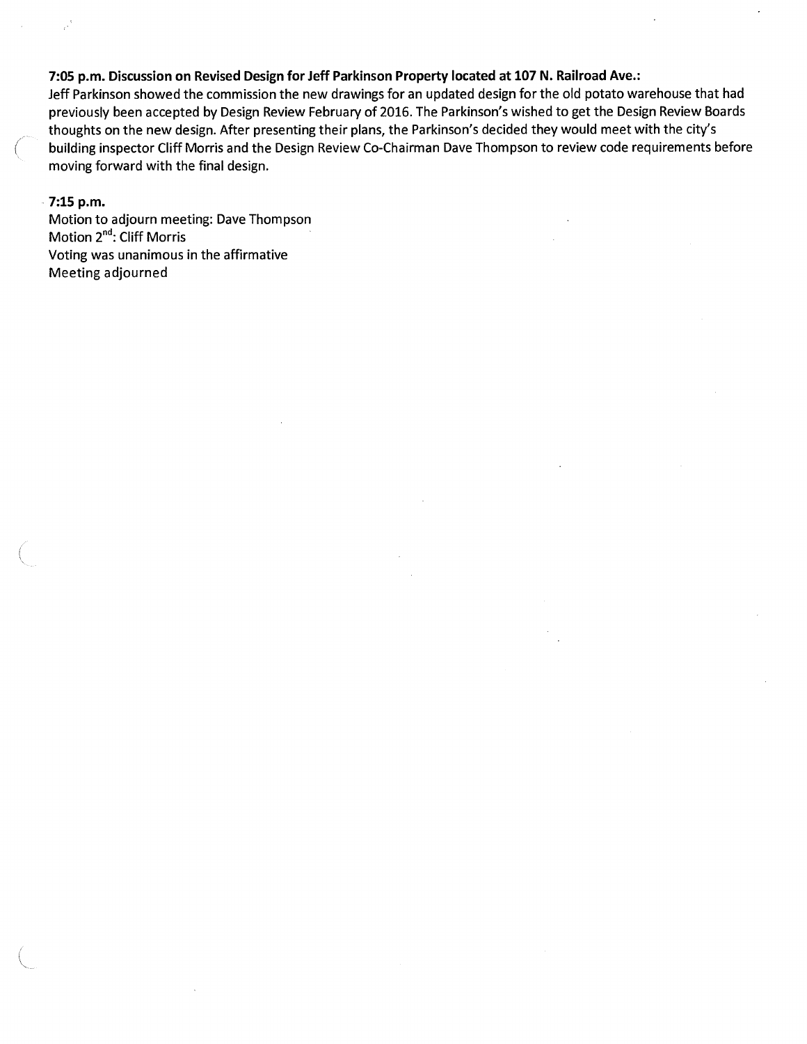**7:05 p.m. Discussion on Revised Design for Jeff Parkinson Property located at 107 N. Railroad Ave.:**

Jeff Parkinson showed the commission the new drawings for an updated design for the old potato warehouse that had previously been accepted by Design Review February of 2016. The Parkinson's wished to get the Design Review Boards thoughts on the new design. After presenting their plans, the Parkinson's decided they would meet with the city's building inspector Cliff Morris and the Design Review Co-Chairman Dave Thompson to review code requirements before moving forward with the final design.

**7:15 p.m.**

Motion to adjourn meeting: Dave Thompson
Motion 2nd: Cliff Morris
Voting was unanimous in the affirmative
Meeting adjourned